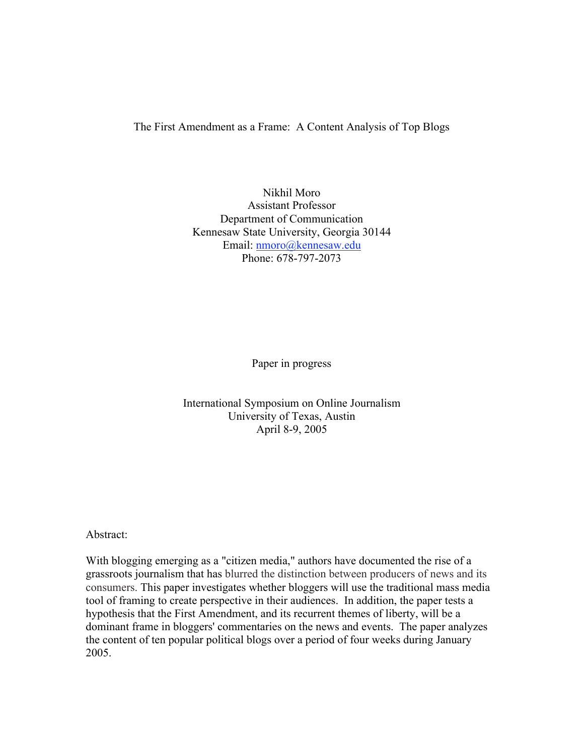# The First Amendment as a Frame: A Content Analysis of Top Blogs

Nikhil Moro
Assistant Professor
Department of Communication
Kennesaw State University, Georgia 30144
Email: nmoro@kennesaw.edu
Phone: 678-797-2073

Paper in progress

International Symposium on Online Journalism
University of Texas, Austin
April 8-9, 2005

Abstract:

With blogging emerging as a "citizen media," authors have documented the rise of a grassroots journalism that has blurred the distinction between producers of news and its consumers. This paper investigates whether bloggers will use the traditional mass media tool of framing to create perspective in their audiences. In addition, the paper tests a hypothesis that the First Amendment, and its recurrent themes of liberty, will be a dominant frame in bloggers' commentaries on the news and events. The paper analyzes the content of ten popular political blogs over a period of four weeks during January 2005.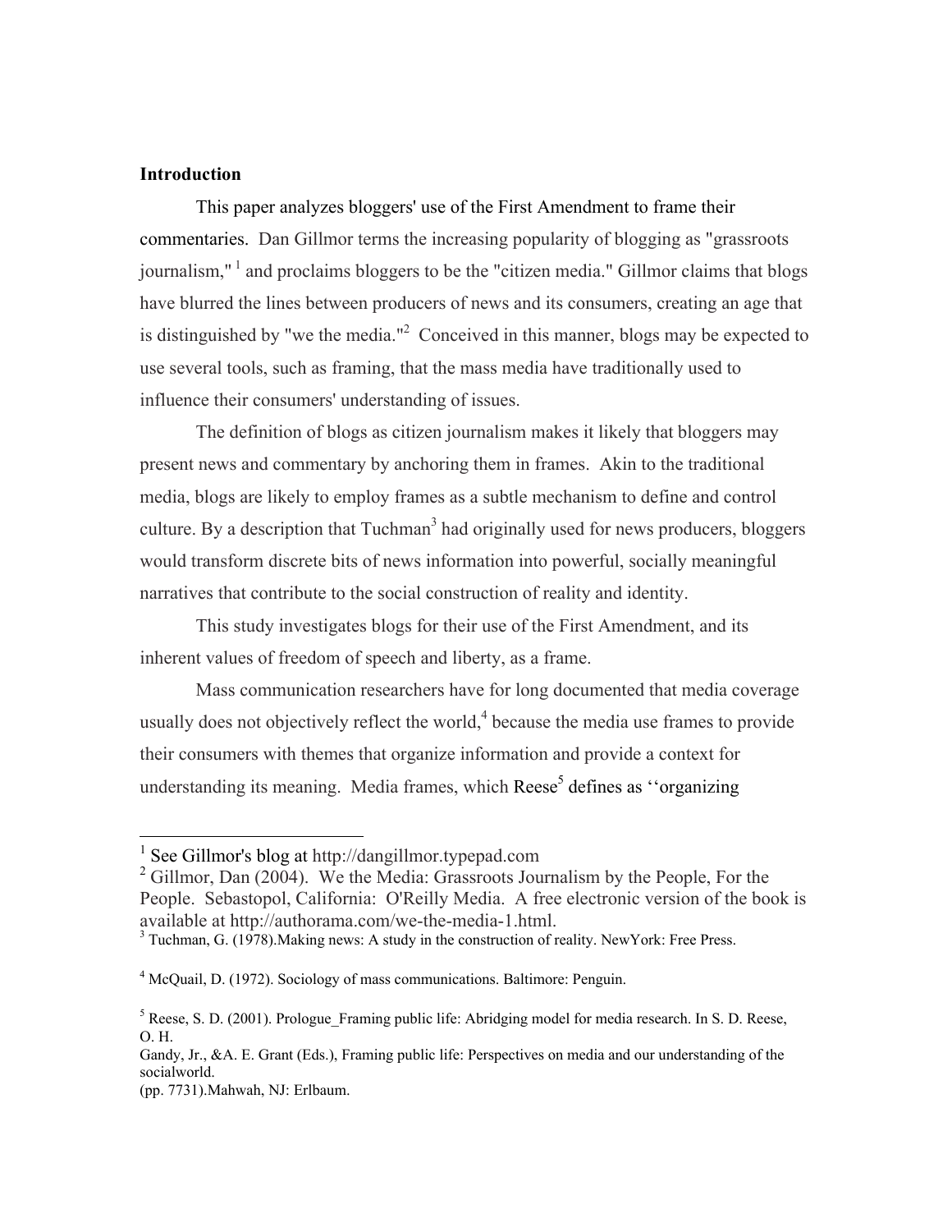**Introduction**

This paper analyzes bloggers' use of the First Amendment to frame their commentaries. Dan Gillmor terms the increasing popularity of blogging as "grassroots journalism," [1] and proclaims bloggers to be the "citizen media." Gillmor claims that blogs have blurred the lines between producers of news and its consumers, creating an age that is distinguished by "we the media."[2] Conceived in this manner, blogs may be expected to use several tools, such as framing, that the mass media have traditionally used to influence their consumers' understanding of issues.

The definition of blogs as citizen journalism makes it likely that bloggers may present news and commentary by anchoring them in frames. Akin to the traditional media, blogs are likely to employ frames as a subtle mechanism to define and control culture. By a description that Tuchman[3] had originally used for news producers, bloggers would transform discrete bits of news information into powerful, socially meaningful narratives that contribute to the social construction of reality and identity.

This study investigates blogs for their use of the First Amendment, and its inherent values of freedom of speech and liberty, as a frame.

Mass communication researchers have for long documented that media coverage usually does not objectively reflect the world,[4] because the media use frames to provide their consumers with themes that organize information and provide a context for understanding its meaning. Media frames, which Reese[5] defines as ''organizing

---

[1] See Gillmor's blog at http://dangillmor.typepad.com

[2] Gillmor, Dan (2004). We the Media: Grassroots Journalism by the People, For the People. Sebastopol, California: O'Reilly Media. A free electronic version of the book is available at http://authorama.com/we-the-media-1.html.

[3] Tuchman, G. (1978).Making news: A study in the construction of reality. NewYork: Free Press.

[4] McQuail, D. (1972). Sociology of mass communications. Baltimore: Penguin.

[5] Reese, S. D. (2001). Prologue_Framing public life: Abridging model for media research. In S. D. Reese, O. H.
Gandy, Jr., &A. E. Grant (Eds.), Framing public life: Perspectives on media and our understanding of the socialworld.
(pp. 7731).Mahwah, NJ: Erlbaum.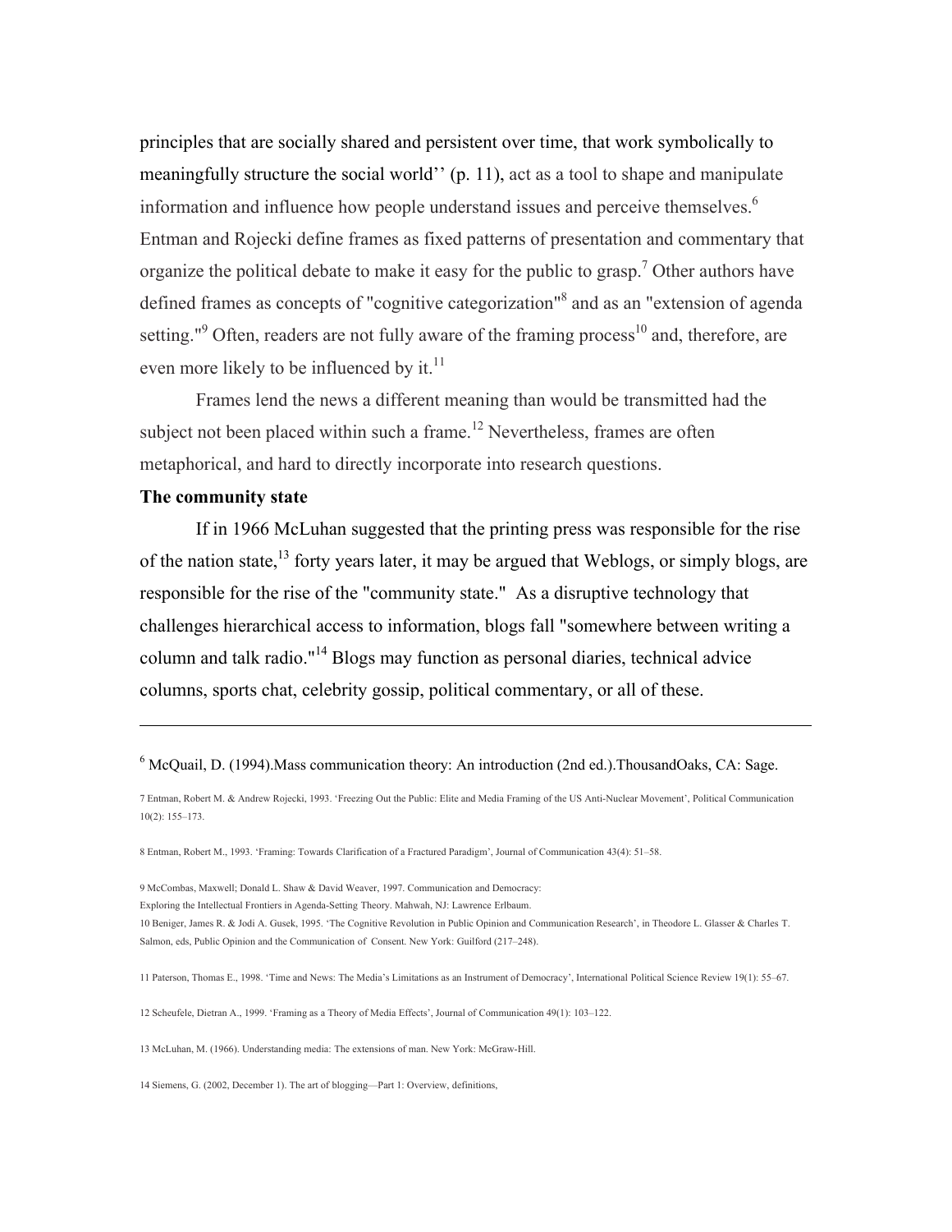principles that are socially shared and persistent over time, that work symbolically to meaningfully structure the social world'' (p. 11), act as a tool to shape and manipulate information and influence how people understand issues and perceive themselves.[6] Entman and Rojecki define frames as fixed patterns of presentation and commentary that organize the political debate to make it easy for the public to grasp.[7] Other authors have defined frames as concepts of "cognitive categorization"[8] and as an "extension of agenda setting."[9] Often, readers are not fully aware of the framing process[10] and, therefore, are even more likely to be influenced by it.[11]

Frames lend the news a different meaning than would be transmitted had the subject not been placed within such a frame.[12] Nevertheless, frames are often metaphorical, and hard to directly incorporate into research questions.

**The community state**

If in 1966 McLuhan suggested that the printing press was responsible for the rise of the nation state,[13] forty years later, it may be argued that Weblogs, or simply blogs, are responsible for the rise of the "community state." As a disruptive technology that challenges hierarchical access to information, blogs fall "somewhere between writing a column and talk radio."[14] Blogs may function as personal diaries, technical advice columns, sports chat, celebrity gossip, political commentary, or all of these.

---

6 McQuail, D. (1994).Mass communication theory: An introduction (2nd ed.).ThousandOaks, CA: Sage.

7 Entman, Robert M. & Andrew Rojecki, 1993. 'Freezing Out the Public: Elite and Media Framing of the US Anti-Nuclear Movement', Political Communication 10(2): 155–173.

8 Entman, Robert M., 1993. 'Framing: Towards Clarification of a Fractured Paradigm', Journal of Communication 43(4): 51–58.

9 McCombas, Maxwell; Donald L. Shaw & David Weaver, 1997. Communication and Democracy: Exploring the Intellectual Frontiers in Agenda-Setting Theory. Mahwah, NJ: Lawrence Erlbaum.

10 Beniger, James R. & Jodi A. Gusek, 1995. 'The Cognitive Revolution in Public Opinion and Communication Research', in Theodore L. Glasser & Charles T. Salmon, eds, Public Opinion and the Communication of Consent. New York: Guilford (217–248).

11 Paterson, Thomas E., 1998. 'Time and News: The Media's Limitations as an Instrument of Democracy', International Political Science Review 19(1): 55–67.

12 Scheufele, Dietran A., 1999. 'Framing as a Theory of Media Effects', Journal of Communication 49(1): 103–122.

13 McLuhan, M. (1966). Understanding media: The extensions of man. New York: McGraw-Hill.

14 Siemens, G. (2002, December 1). The art of blogging—Part 1: Overview, definitions,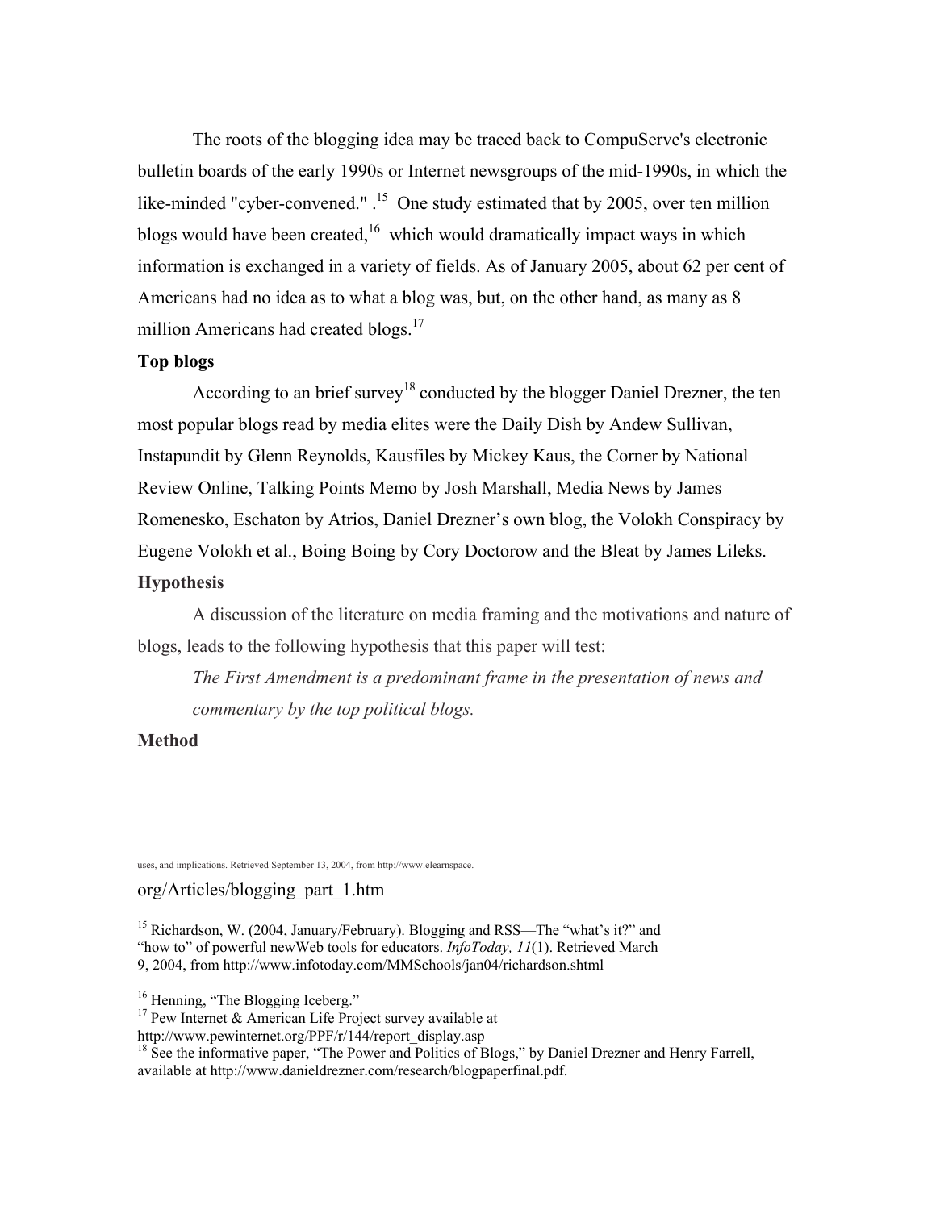The roots of the blogging idea may be traced back to CompuServe's electronic bulletin boards of the early 1990s or Internet newsgroups of the mid-1990s, in which the like-minded "cyber-convened." .[15] One study estimated that by 2005, over ten million blogs would have been created,[16] which would dramatically impact ways in which information is exchanged in a variety of fields. As of January 2005, about 62 per cent of Americans had no idea as to what a blog was, but, on the other hand, as many as 8 million Americans had created blogs.[17]

**Top blogs**

According to an brief survey[18] conducted by the blogger Daniel Drezner, the ten most popular blogs read by media elites were the Daily Dish by Andew Sullivan, Instapundit by Glenn Reynolds, Kausfiles by Mickey Kaus, the Corner by National Review Online, Talking Points Memo by Josh Marshall, Media News by James Romenesko, Eschaton by Atrios, Daniel Drezner's own blog, the Volokh Conspiracy by Eugene Volokh et al., Boing Boing by Cory Doctorow and the Bleat by James Lileks.

**Hypothesis**

A discussion of the literature on media framing and the motivations and nature of blogs, leads to the following hypothesis that this paper will test:

*The First Amendment is a predominant frame in the presentation of news and commentary by the top political blogs.*

**Method**

---

uses, and implications. Retrieved September 13, 2004, from http://www.elearnspace.org/Articles/blogging_part_1.htm

[15] Richardson, W. (2004, January/February). Blogging and RSS—The "what's it?" and "how to" of powerful newWeb tools for educators. *InfoToday, 11*(1). Retrieved March 9, 2004, from http://www.infotoday.com/MMSchools/jan04/richardson.shtml

[16] Henning, "The Blogging Iceberg."

[17] Pew Internet & American Life Project survey available at http://www.pewinternet.org/PPF/r/144/report_display.asp

[18] See the informative paper, "The Power and Politics of Blogs," by Daniel Drezner and Henry Farrell, available at http://www.danieldrezner.com/research/blogpaperfinal.pdf.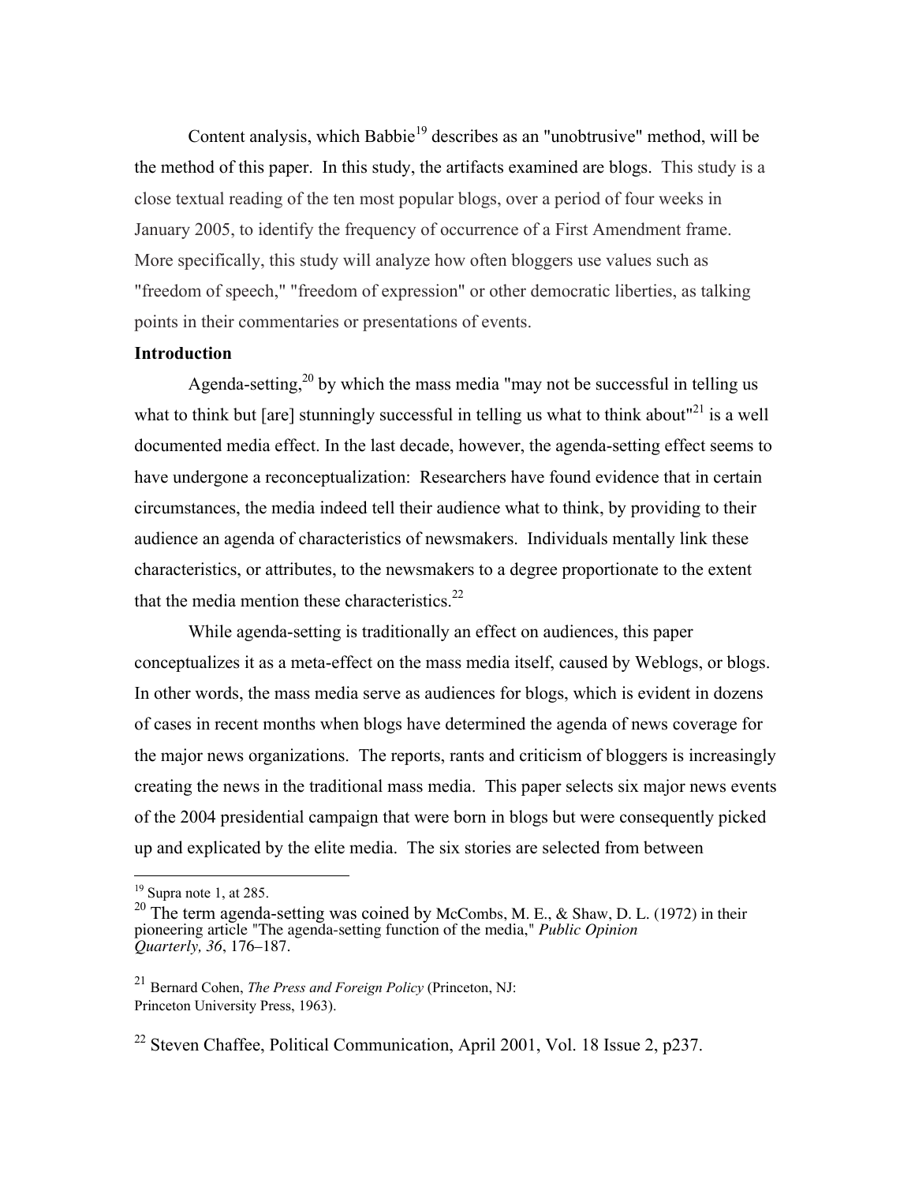Content analysis, which Babbie[19] describes as an "unobtrusive" method, will be the method of this paper. In this study, the artifacts examined are blogs. This study is a close textual reading of the ten most popular blogs, over a period of four weeks in January 2005, to identify the frequency of occurrence of a First Amendment frame. More specifically, this study will analyze how often bloggers use values such as "freedom of speech," "freedom of expression" or other democratic liberties, as talking points in their commentaries or presentations of events.

**Introduction**

Agenda-setting,[20] by which the mass media "may not be successful in telling us what to think but [are] stunningly successful in telling us what to think about"[21] is a well documented media effect. In the last decade, however, the agenda-setting effect seems to have undergone a reconceptualization: Researchers have found evidence that in certain circumstances, the media indeed tell their audience what to think, by providing to their audience an agenda of characteristics of newsmakers. Individuals mentally link these characteristics, or attributes, to the newsmakers to a degree proportionate to the extent that the media mention these characteristics.[22]

While agenda-setting is traditionally an effect on audiences, this paper conceptualizes it as a meta-effect on the mass media itself, caused by Weblogs, or blogs. In other words, the mass media serve as audiences for blogs, which is evident in dozens of cases in recent months when blogs have determined the agenda of news coverage for the major news organizations. The reports, rants and criticism of bloggers is increasingly creating the news in the traditional mass media. This paper selects six major news events of the 2004 presidential campaign that were born in blogs but were consequently picked up and explicated by the elite media. The six stories are selected from between

---

[19] Supra note 1, at 285.

[20] The term agenda-setting was coined by McCombs, M. E., & Shaw, D. L. (1972) in their pioneering article "The agenda-setting function of the media," *Public Opinion Quarterly, 36*, 176–187.

[21] Bernard Cohen, *The Press and Foreign Policy* (Princeton, NJ: Princeton University Press, 1963).

[22] Steven Chaffee, Political Communication, April 2001, Vol. 18 Issue 2, p237.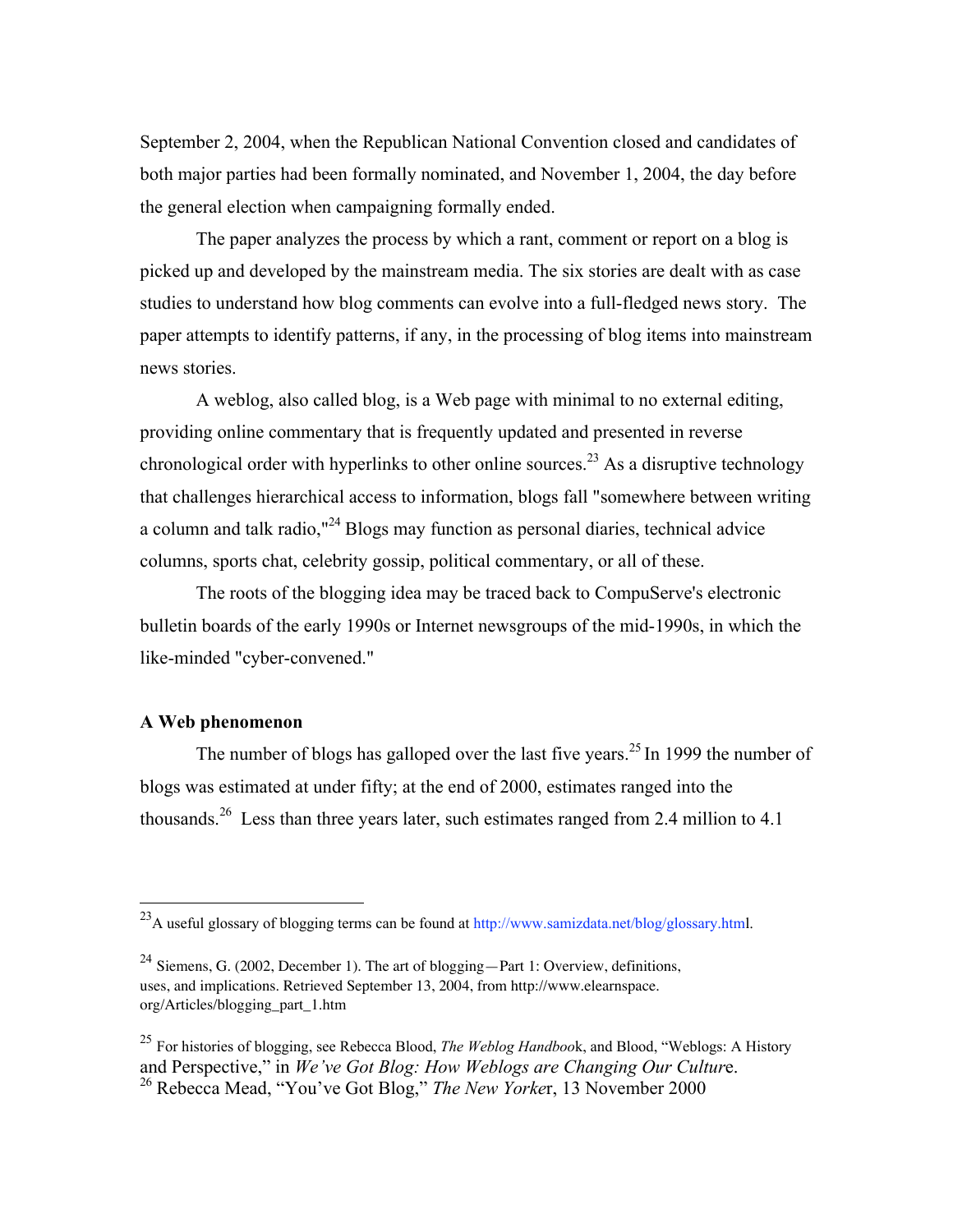September 2, 2004, when the Republican National Convention closed and candidates of both major parties had been formally nominated, and November 1, 2004, the day before the general election when campaigning formally ended.

The paper analyzes the process by which a rant, comment or report on a blog is picked up and developed by the mainstream media. The six stories are dealt with as case studies to understand how blog comments can evolve into a full-fledged news story. The paper attempts to identify patterns, if any, in the processing of blog items into mainstream news stories.

A weblog, also called blog, is a Web page with minimal to no external editing, providing online commentary that is frequently updated and presented in reverse chronological order with hyperlinks to other online sources.[23] As a disruptive technology that challenges hierarchical access to information, blogs fall "somewhere between writing a column and talk radio,"[24] Blogs may function as personal diaries, technical advice columns, sports chat, celebrity gossip, political commentary, or all of these.

The roots of the blogging idea may be traced back to CompuServe's electronic bulletin boards of the early 1990s or Internet newsgroups of the mid-1990s, in which the like-minded "cyber-convened."

**A Web phenomenon**

The number of blogs has galloped over the last five years.[25] In 1999 the number of blogs was estimated at under fifty; at the end of 2000, estimates ranged into the thousands.[26] Less than three years later, such estimates ranged from 2.4 million to 4.1

---

[23] A useful glossary of blogging terms can be found at http://www.samizdata.net/blog/glossary.html.

[24] Siemens, G. (2002, December 1). The art of blogging—Part 1: Overview, definitions, uses, and implications. Retrieved September 13, 2004, from http://www.elearnspace.org/Articles/blogging_part_1.htm

[25] For histories of blogging, see Rebecca Blood, *The Weblog Handbook*, and Blood, "Weblogs: A History and Perspective," in *We've Got Blog: How Weblogs are Changing Our Culture*.

[26] Rebecca Mead, "You've Got Blog," *The New Yorker*, 13 November 2000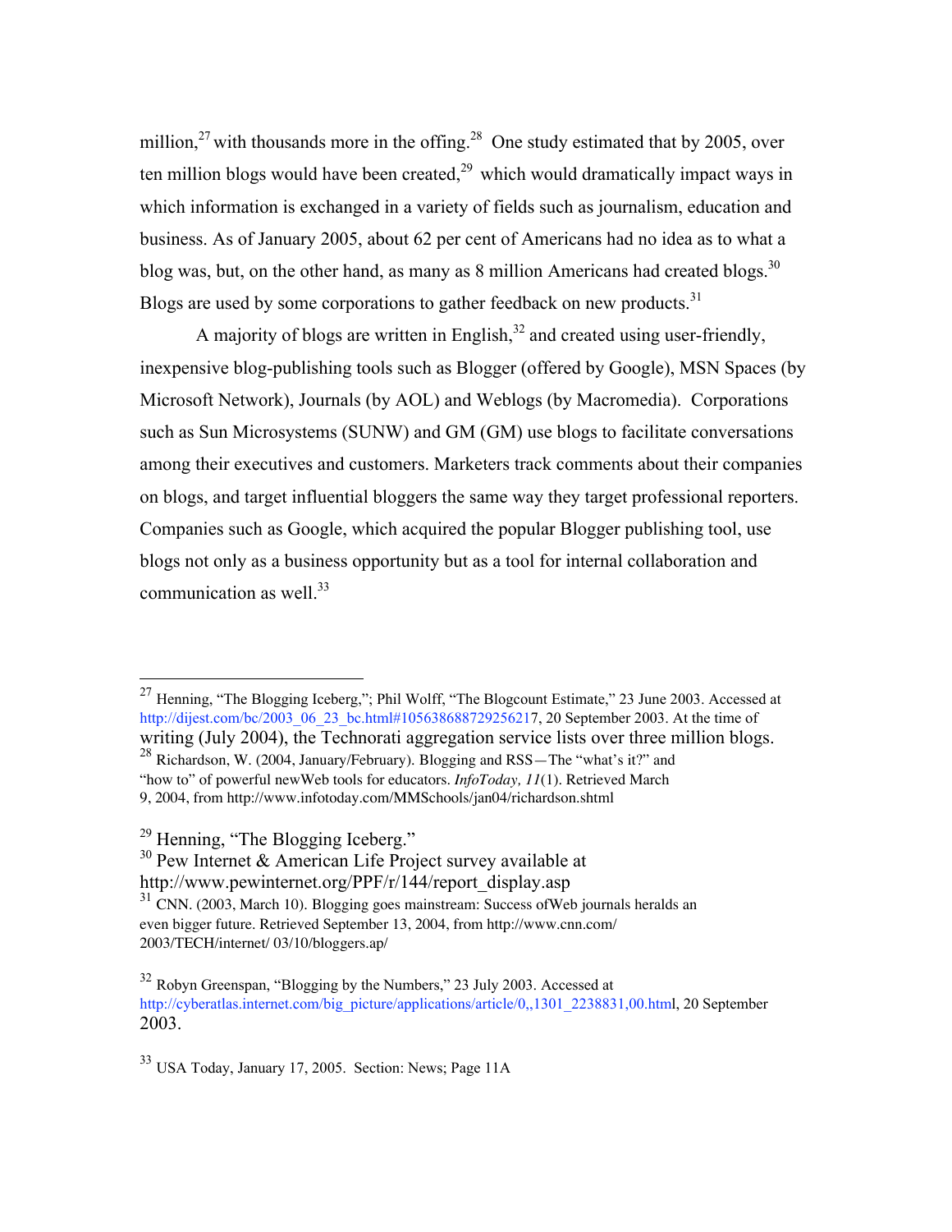million,[27] with thousands more in the offing.[28] One study estimated that by 2005, over ten million blogs would have been created,[29] which would dramatically impact ways in which information is exchanged in a variety of fields such as journalism, education and business. As of January 2005, about 62 per cent of Americans had no idea as to what a blog was, but, on the other hand, as many as 8 million Americans had created blogs.[30] Blogs are used by some corporations to gather feedback on new products.[31]

A majority of blogs are written in English,[32] and created using user-friendly, inexpensive blog-publishing tools such as Blogger (offered by Google), MSN Spaces (by Microsoft Network), Journals (by AOL) and Weblogs (by Macromedia). Corporations such as Sun Microsystems (SUNW) and GM (GM) use blogs to facilitate conversations among their executives and customers. Marketers track comments about their companies on blogs, and target influential bloggers the same way they target professional reporters. Companies such as Google, which acquired the popular Blogger publishing tool, use blogs not only as a business opportunity but as a tool for internal collaboration and communication as well.[33]

---

[27] Henning, "The Blogging Iceberg,"; Phil Wolff, "The Blogcount Estimate," 23 June 2003. Accessed at http://dijest.com/bc/2003_06_23_bc.html#105638688729256217, 20 September 2003. At the time of writing (July 2004), the Technorati aggregation service lists over three million blogs.

[28] Richardson, W. (2004, January/February). Blogging and RSS—The "what's it?" and "how to" of powerful newWeb tools for educators. *InfoToday, 11*(1). Retrieved March 9, 2004, from http://www.infotoday.com/MMSchools/jan04/richardson.shtml

[29] Henning, "The Blogging Iceberg."

[30] Pew Internet & American Life Project survey available at http://www.pewinternet.org/PPF/r/144/report_display.asp

[31] CNN. (2003, March 10). Blogging goes mainstream: Success ofWeb journals heralds an even bigger future. Retrieved September 13, 2004, from http://www.cnn.com/ 2003/TECH/internet/ 03/10/bloggers.ap/

[32] Robyn Greenspan, "Blogging by the Numbers," 23 July 2003. Accessed at http://cyberatlas.internet.com/big_picture/applications/article/0,,1301_2238831,00.html, 20 September 2003.

[33] USA Today, January 17, 2005. Section: News; Page 11A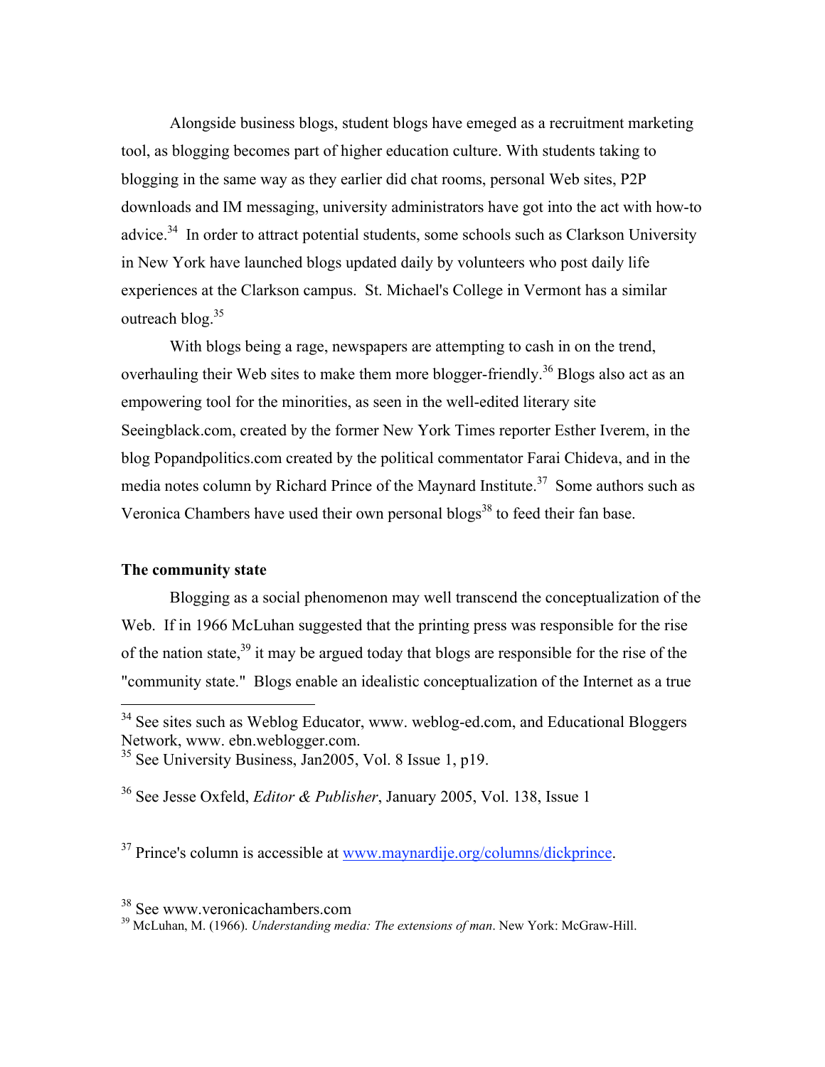Alongside business blogs, student blogs have emeged as a recruitment marketing tool, as blogging becomes part of higher education culture. With students taking to blogging in the same way as they earlier did chat rooms, personal Web sites, P2P downloads and IM messaging, university administrators have got into the act with how-to advice.[34] In order to attract potential students, some schools such as Clarkson University in New York have launched blogs updated daily by volunteers who post daily life experiences at the Clarkson campus. St. Michael's College in Vermont has a similar outreach blog.[35]

With blogs being a rage, newspapers are attempting to cash in on the trend, overhauling their Web sites to make them more blogger-friendly.[36] Blogs also act as an empowering tool for the minorities, as seen in the well-edited literary site Seeingblack.com, created by the former New York Times reporter Esther Iverem, in the blog Popandpolitics.com created by the political commentator Farai Chideva, and in the media notes column by Richard Prince of the Maynard Institute.[37] Some authors such as Veronica Chambers have used their own personal blogs[38] to feed their fan base.

**The community state**

Blogging as a social phenomenon may well transcend the conceptualization of the Web. If in 1966 McLuhan suggested that the printing press was responsible for the rise of the nation state,[39] it may be argued today that blogs are responsible for the rise of the "community state." Blogs enable an idealistic conceptualization of the Internet as a true

---

[34] See sites such as Weblog Educator, www. weblog-ed.com, and Educational Bloggers Network, www. ebn.weblogger.com.

[35] See University Business, Jan2005, Vol. 8 Issue 1, p19.

[36] See Jesse Oxfeld, *Editor & Publisher*, January 2005, Vol. 138, Issue 1

[37] Prince's column is accessible at www.maynardije.org/columns/dickprince.

[38] See www.veronicachambers.com

[39] McLuhan, M. (1966). *Understanding media: The extensions of man*. New York: McGraw-Hill.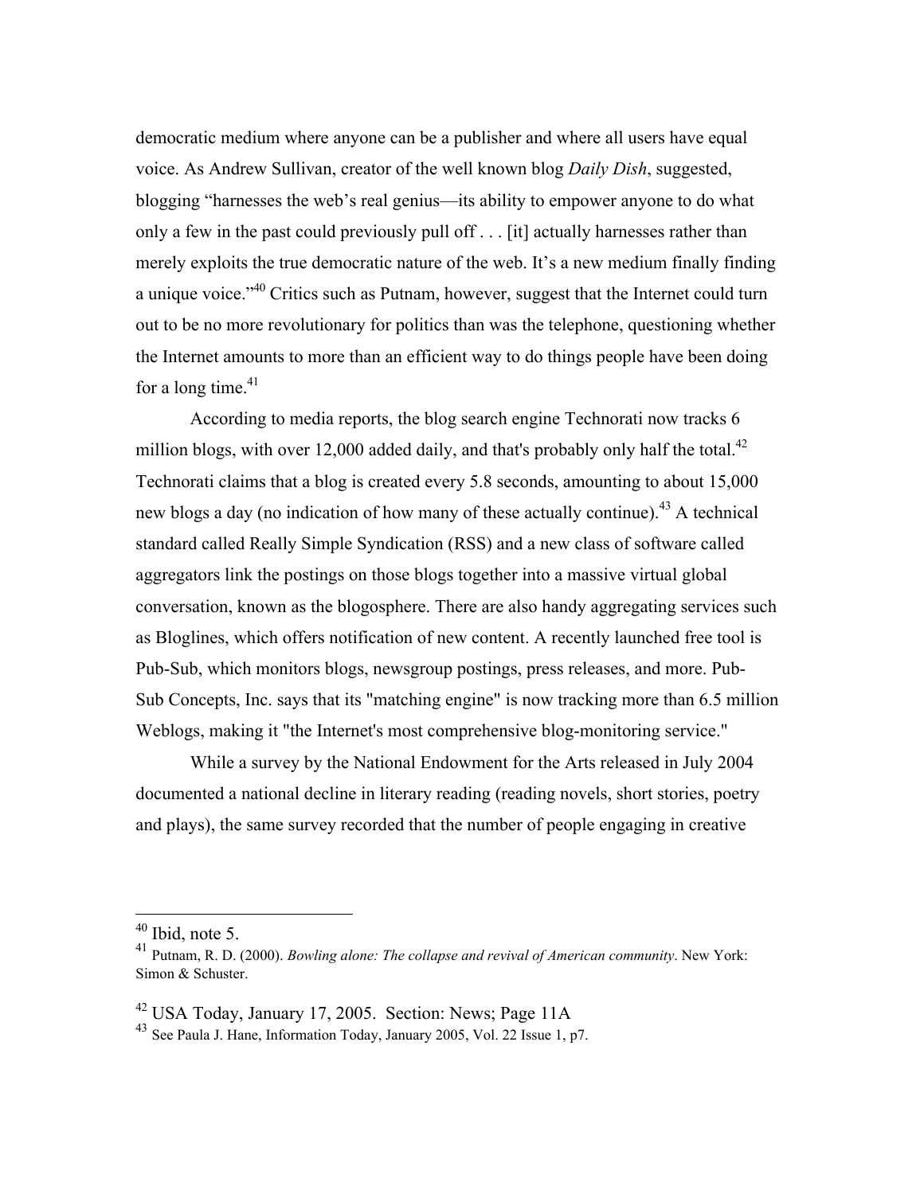democratic medium where anyone can be a publisher and where all users have equal voice. As Andrew Sullivan, creator of the well known blog *Daily Dish*, suggested, blogging "harnesses the web's real genius—its ability to empower anyone to do what only a few in the past could previously pull off . . . [it] actually harnesses rather than merely exploits the true democratic nature of the web. It's a new medium finally finding a unique voice."[40] Critics such as Putnam, however, suggest that the Internet could turn out to be no more revolutionary for politics than was the telephone, questioning whether the Internet amounts to more than an efficient way to do things people have been doing for a long time.[41]

According to media reports, the blog search engine Technorati now tracks 6 million blogs, with over 12,000 added daily, and that's probably only half the total.[42] Technorati claims that a blog is created every 5.8 seconds, amounting to about 15,000 new blogs a day (no indication of how many of these actually continue).[43] A technical standard called Really Simple Syndication (RSS) and a new class of software called aggregators link the postings on those blogs together into a massive virtual global conversation, known as the blogosphere. There are also handy aggregating services such as Bloglines, which offers notification of new content. A recently launched free tool is Pub-Sub, which monitors blogs, newsgroup postings, press releases, and more. Pub-Sub Concepts, Inc. says that its "matching engine" is now tracking more than 6.5 million Weblogs, making it "the Internet's most comprehensive blog-monitoring service."

While a survey by the National Endowment for the Arts released in July 2004 documented a national decline in literary reading (reading novels, short stories, poetry and plays), the same survey recorded that the number of people engaging in creative

---

[40] Ibid, note 5.

[41] Putnam, R. D. (2000). *Bowling alone: The collapse and revival of American community*. New York: Simon & Schuster.

[42] USA Today, January 17, 2005. Section: News; Page 11A

[43] See Paula J. Hane, Information Today, January 2005, Vol. 22 Issue 1, p7.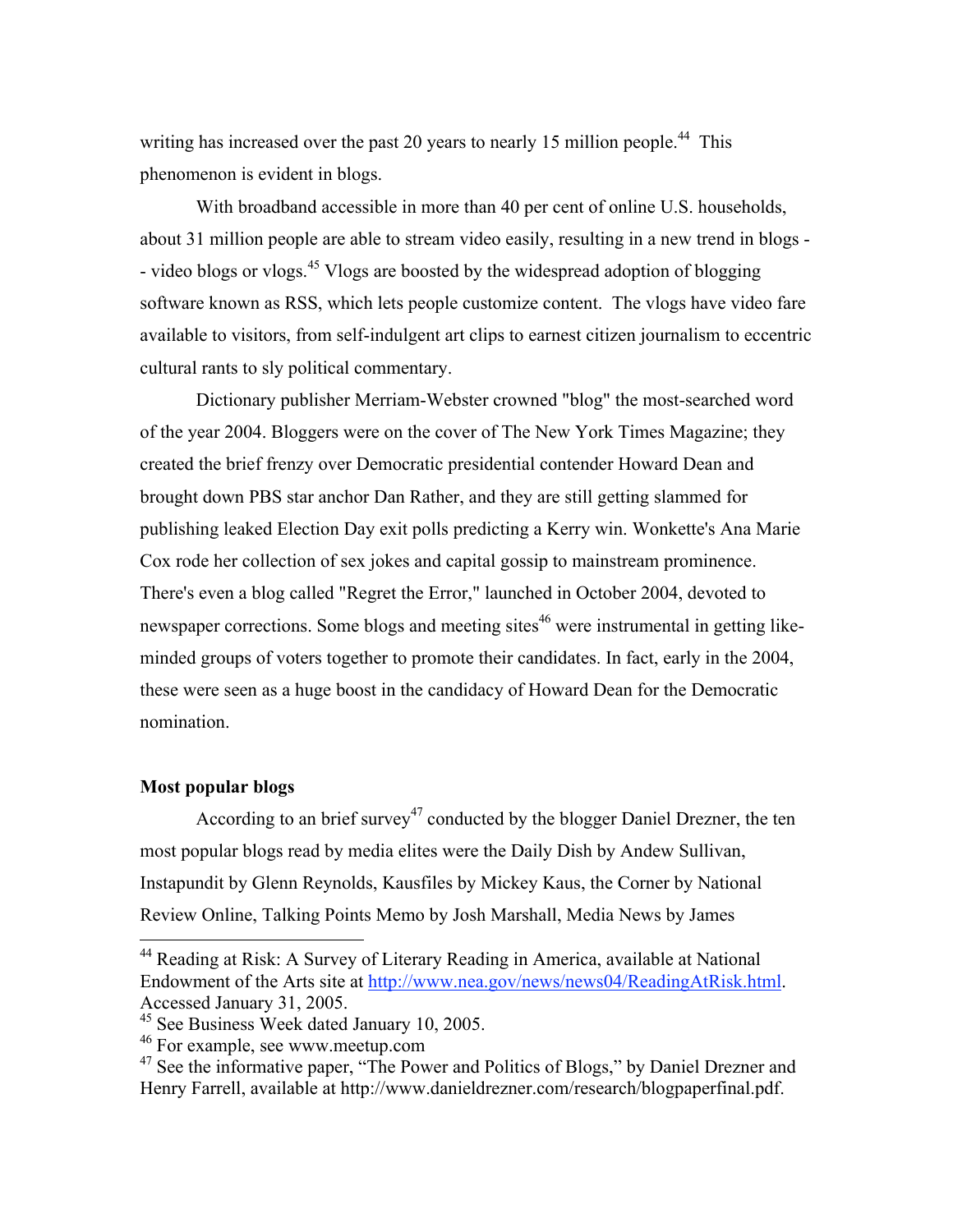writing has increased over the past 20 years to nearly 15 million people.[44] This phenomenon is evident in blogs.

With broadband accessible in more than 40 per cent of online U.S. households, about 31 million people are able to stream video easily, resulting in a new trend in blogs -- video blogs or vlogs.[45] Vlogs are boosted by the widespread adoption of blogging software known as RSS, which lets people customize content. The vlogs have video fare available to visitors, from self-indulgent art clips to earnest citizen journalism to eccentric cultural rants to sly political commentary.

Dictionary publisher Merriam-Webster crowned "blog" the most-searched word of the year 2004. Bloggers were on the cover of The New York Times Magazine; they created the brief frenzy over Democratic presidential contender Howard Dean and brought down PBS star anchor Dan Rather, and they are still getting slammed for publishing leaked Election Day exit polls predicting a Kerry win. Wonkette's Ana Marie Cox rode her collection of sex jokes and capital gossip to mainstream prominence. There's even a blog called "Regret the Error," launched in October 2004, devoted to newspaper corrections. Some blogs and meeting sites[46] were instrumental in getting like-minded groups of voters together to promote their candidates. In fact, early in the 2004, these were seen as a huge boost in the candidacy of Howard Dean for the Democratic nomination.

**Most popular blogs**

According to an brief survey[47] conducted by the blogger Daniel Drezner, the ten most popular blogs read by media elites were the Daily Dish by Andew Sullivan, Instapundit by Glenn Reynolds, Kausfiles by Mickey Kaus, the Corner by National Review Online, Talking Points Memo by Josh Marshall, Media News by James

---

[44] Reading at Risk: A Survey of Literary Reading in America, available at National Endowment of the Arts site at http://www.nea.gov/news/news04/ReadingAtRisk.html. Accessed January 31, 2005.

[45] See Business Week dated January 10, 2005.

[46] For example, see www.meetup.com

[47] See the informative paper, "The Power and Politics of Blogs," by Daniel Drezner and Henry Farrell, available at http://www.danieldrezner.com/research/blogpaperfinal.pdf.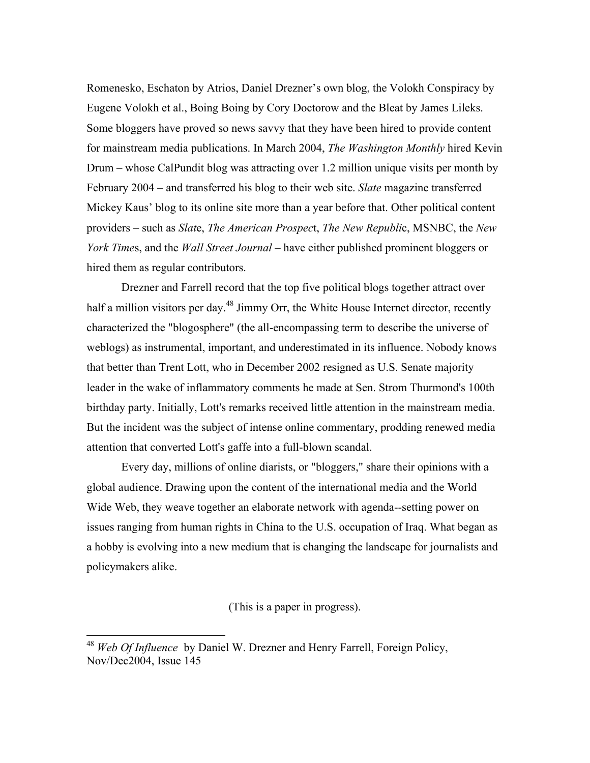Romenesko, Eschaton by Atrios, Daniel Drezner's own blog, the Volokh Conspiracy by Eugene Volokh et al., Boing Boing by Cory Doctorow and the Bleat by James Lileks. Some bloggers have proved so news savvy that they have been hired to provide content for mainstream media publications. In March 2004, *The Washington Monthly* hired Kevin Drum – whose CalPundit blog was attracting over 1.2 million unique visits per month by February 2004 – and transferred his blog to their web site. *Slate* magazine transferred Mickey Kaus' blog to its online site more than a year before that. Other political content providers – such as *Slat*e, *The American Prospec*t, *The New Republi*c, MSNBC, the *New York Time*s, and the *Wall Street Journal* – have either published prominent bloggers or hired them as regular contributors.

Drezner and Farrell record that the top five political blogs together attract over half a million visitors per day.[48] Jimmy Orr, the White House Internet director, recently characterized the "blogosphere" (the all-encompassing term to describe the universe of weblogs) as instrumental, important, and underestimated in its influence. Nobody knows that better than Trent Lott, who in December 2002 resigned as U.S. Senate majority leader in the wake of inflammatory comments he made at Sen. Strom Thurmond's 100th birthday party. Initially, Lott's remarks received little attention in the mainstream media. But the incident was the subject of intense online commentary, prodding renewed media attention that converted Lott's gaffe into a full-blown scandal.

Every day, millions of online diarists, or "bloggers," share their opinions with a global audience. Drawing upon the content of the international media and the World Wide Web, they weave together an elaborate network with agenda--setting power on issues ranging from human rights in China to the U.S. occupation of Iraq. What began as a hobby is evolving into a new medium that is changing the landscape for journalists and policymakers alike.

(This is a paper in progress).

---

[48] *Web Of Influence* by Daniel W. Drezner and Henry Farrell, Foreign Policy, Nov/Dec2004, Issue 145